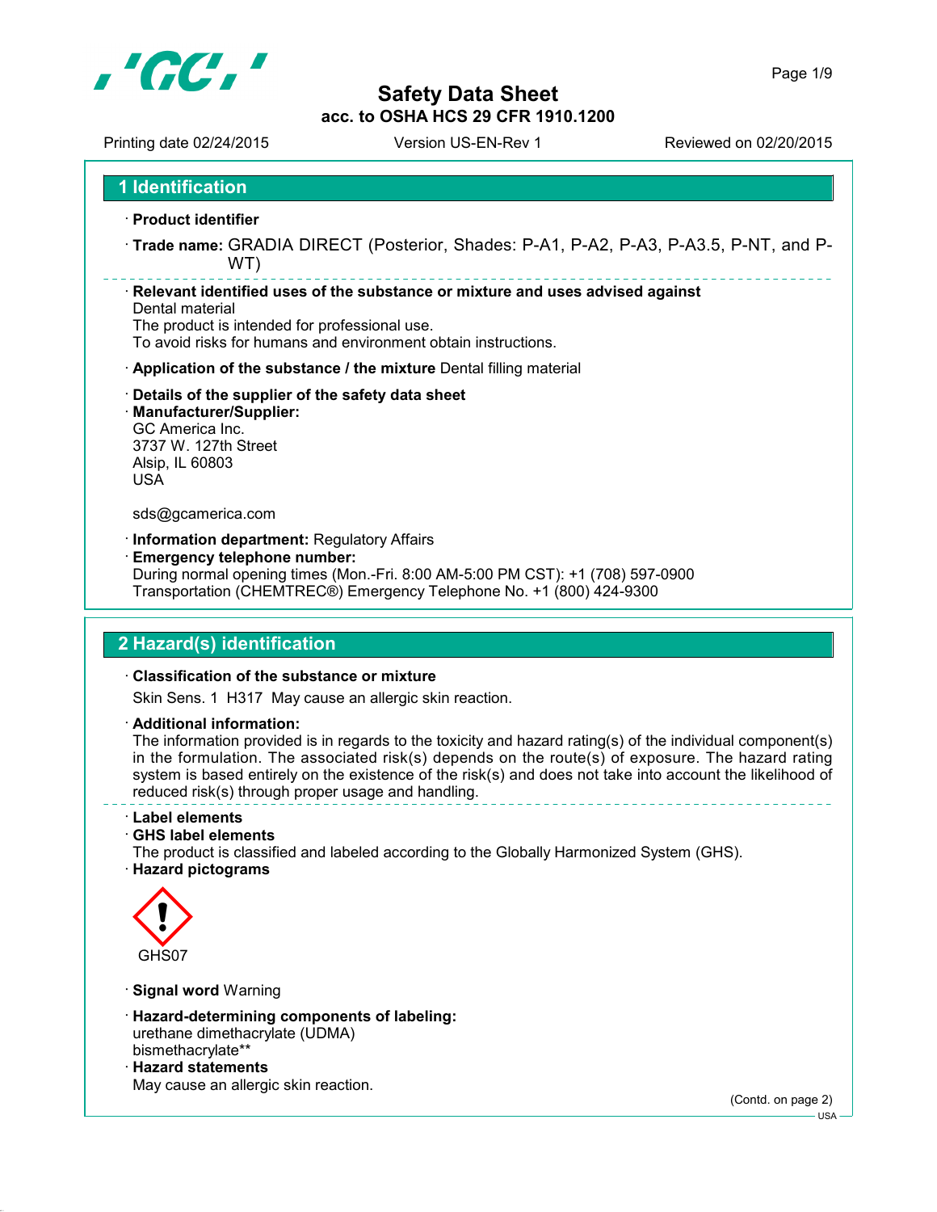# Safety Data Sheet

**acc. to OSHA HCS 29 CFR 1910.1200**

Printing date 02/24/2015 Version US-EN-Rev 1 Reviewed on 02/20/2015

## 1 Identification

· **Product identifier**

· **Trade name:** GRADIA DIRECT (Posterior, Shades: P-A1, P-A2, P-A3, P-A3.5, P-NT, and P-WT)

· **Relevant identified uses of the substance or mixture and uses advised against**
Dental material
The product is intended for professional use.
To avoid risks for humans and environment obtain instructions.

· **Application of the substance / the mixture** Dental filling material

· **Details of the supplier of the safety data sheet**
· **Manufacturer/Supplier:**
GC America Inc.
3737 W. 127th Street
Alsip, IL 60803
USA

sds@gcamerica.com

· **Information department:** Regulatory Affairs
· **Emergency telephone number:**
During normal opening times (Mon.-Fri. 8:00 AM-5:00 PM CST): +1 (708) 597-0900
Transportation (CHEMTREC®) Emergency Telephone No. +1 (800) 424-9300

## 2 Hazard(s) identification

· **Classification of the substance or mixture**
Skin Sens. 1 H317 May cause an allergic skin reaction.

· **Additional information:**
The information provided is in regards to the toxicity and hazard rating(s) of the individual component(s) in the formulation. The associated risk(s) depends on the route(s) of exposure. The hazard rating system is based entirely on the existence of the risk(s) and does not take into account the likelihood of reduced risk(s) through proper usage and handling.

· **Label elements**
· **GHS label elements**
The product is classified and labeled according to the Globally Harmonized System (GHS).
· **Hazard pictograms**

GHS07

· **Signal word** Warning

· **Hazard-determining components of labeling:**
urethane dimethacrylate (UDMA)
bismethacrylate**
· **Hazard statements**
May cause an allergic skin reaction.

(Contd. on page 2)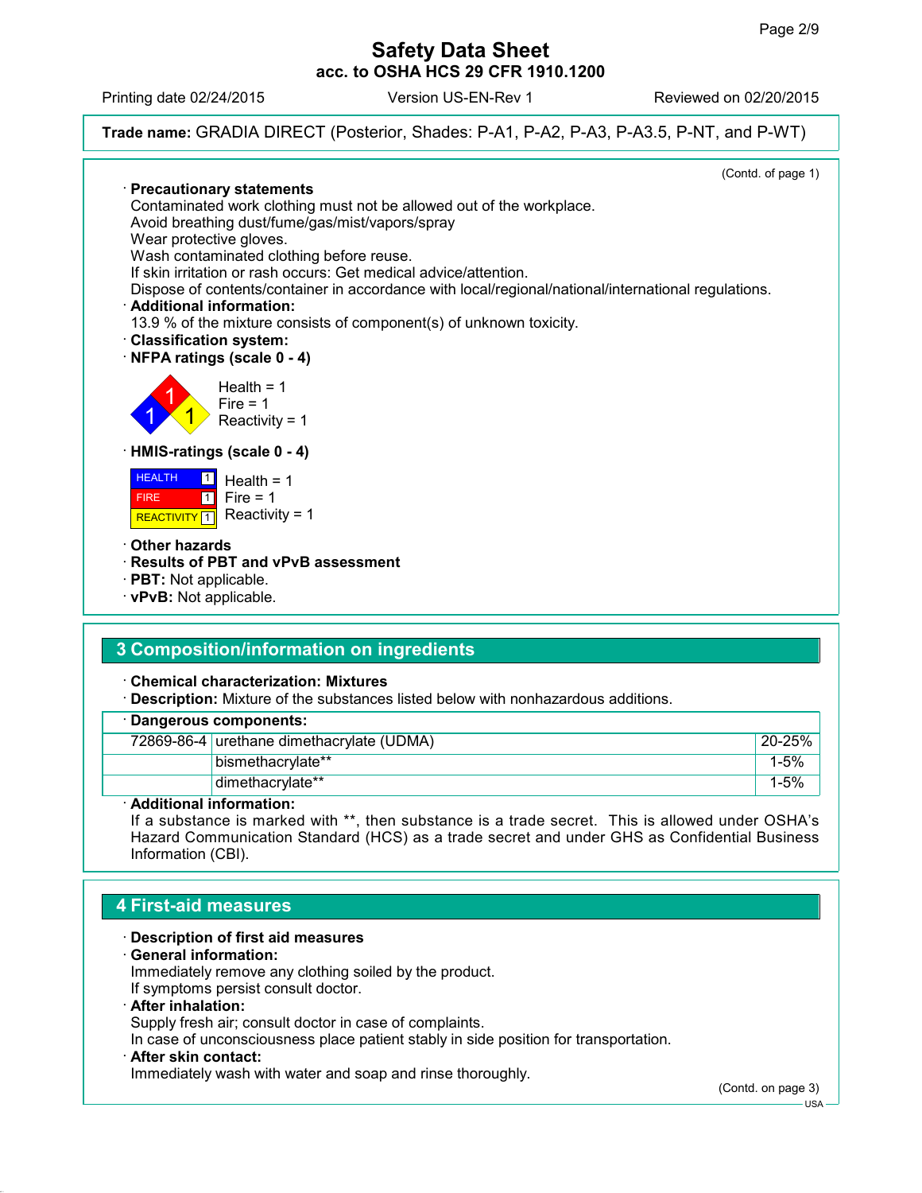**Trade name:** GRADIA DIRECT (Posterior, Shades: P-A1, P-A2, P-A3, P-A3.5, P-NT, and P-WT)

(Contd. of page 1)

· **Precautionary statements**
Contaminated work clothing must not be allowed out of the workplace.
Avoid breathing dust/fume/gas/mist/vapors/spray
Wear protective gloves.
Wash contaminated clothing before reuse.
If skin irritation or rash occurs: Get medical advice/attention.
Dispose of contents/container in accordance with local/regional/national/international regulations.

· **Additional information:**
13.9 % of the mixture consists of component(s) of unknown toxicity.

· **Classification system:**

· **NFPA ratings (scale 0 - 4)**

Health = 1
Fire = 1
Reactivity = 1

· **HMIS-ratings (scale 0 - 4)**

| | | |
|---|---|---|
| HEALTH | 1 | Health = 1 |
| FIRE | 1 | Fire = 1 |
| REACTIVITY | 1 | Reactivity = 1 |

· **Other hazards**
· **Results of PBT and vPvB assessment**
· **PBT:** Not applicable.
· **vPvB:** Not applicable.

## 3 Composition/information on ingredients

· **Chemical characterization: Mixtures**
· **Description:** Mixture of the substances listed below with nonhazardous additions.

| · Dangerous components: | | |
|---|---|---|
| 72869-86-4 | urethane dimethacrylate (UDMA) | 20-25% |
| | bismethacrylate** | 1-5% |
| | dimethacrylate** | 1-5% |

· **Additional information:**
If a substance is marked with **, then substance is a trade secret. This is allowed under OSHA's Hazard Communication Standard (HCS) as a trade secret and under GHS as Confidential Business Information (CBI).

## 4 First-aid measures

· **Description of first aid measures**
· **General information:**
Immediately remove any clothing soiled by the product.
If symptoms persist consult doctor.
· **After inhalation:**
Supply fresh air; consult doctor in case of complaints.
In case of unconsciousness place patient stably in side position for transportation.
· **After skin contact:**
Immediately wash with water and soap and rinse thoroughly.

(Contd. on page 3)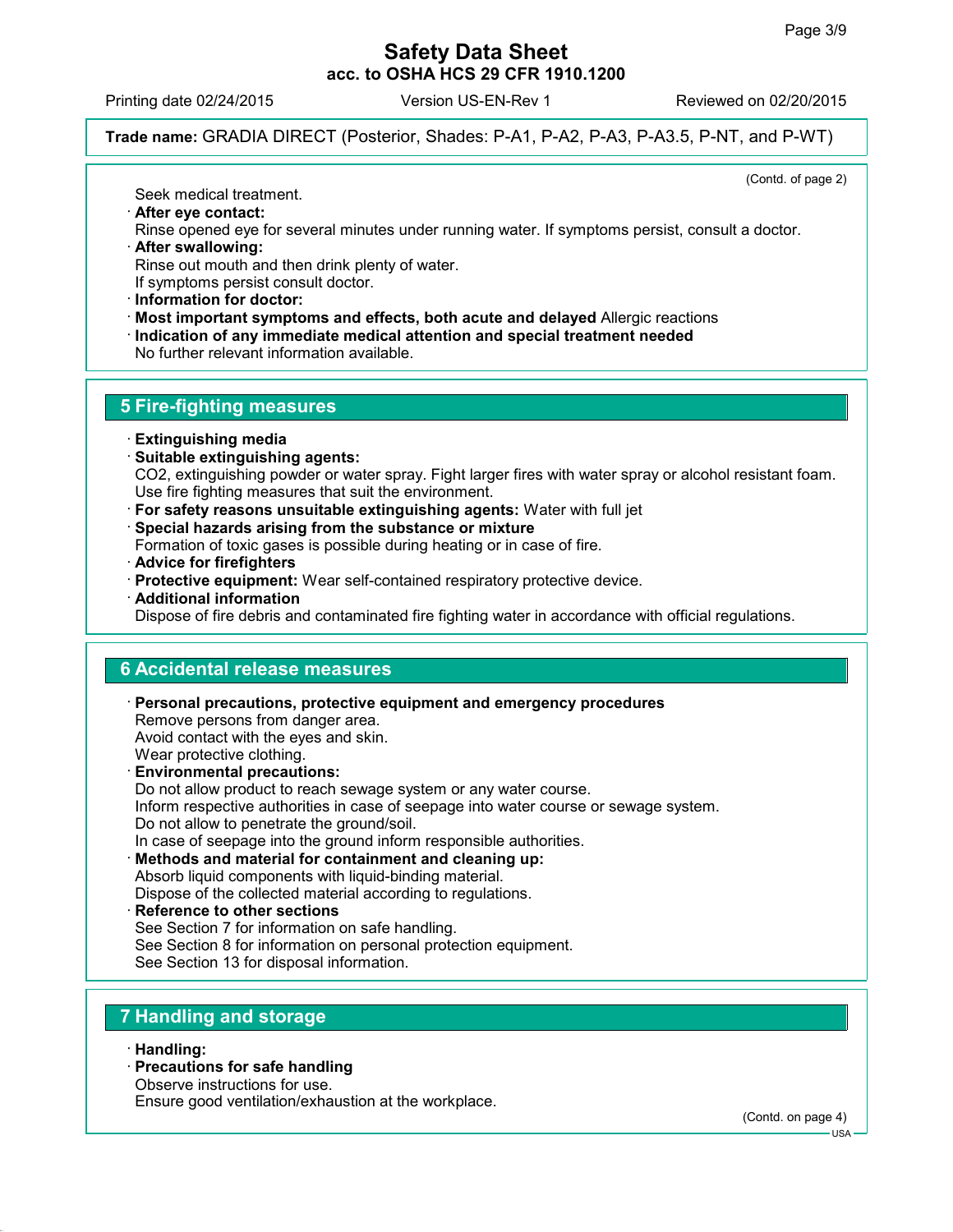Seek medical treatment.

· **After eye contact:**
Rinse opened eye for several minutes under running water. If symptoms persist, consult a doctor.

· **After swallowing:**
Rinse out mouth and then drink plenty of water.
If symptoms persist consult doctor.

· **Information for doctor:**

· **Most important symptoms and effects, both acute and delayed** Allergic reactions

· **Indication of any immediate medical attention and special treatment needed**
No further relevant information available.

## 5 Fire-fighting measures

· **Extinguishing media**

· **Suitable extinguishing agents:**
$CO_2$, extinguishing powder or water spray. Fight larger fires with water spray or alcohol resistant foam.
Use fire fighting measures that suit the environment.

· **For safety reasons unsuitable extinguishing agents:** Water with full jet

· **Special hazards arising from the substance or mixture**
Formation of toxic gases is possible during heating or in case of fire.

· **Advice for firefighters**

· **Protective equipment:** Wear self-contained respiratory protective device.

· **Additional information**
Dispose of fire debris and contaminated fire fighting water in accordance with official regulations.

## 6 Accidental release measures

· **Personal precautions, protective equipment and emergency procedures**
Remove persons from danger area.
Avoid contact with the eyes and skin.
Wear protective clothing.

· **Environmental precautions:**
Do not allow product to reach sewage system or any water course.
Inform respective authorities in case of seepage into water course or sewage system.
Do not allow to penetrate the ground/soil.
In case of seepage into the ground inform responsible authorities.

· **Methods and material for containment and cleaning up:**
Absorb liquid components with liquid-binding material.
Dispose of the collected material according to regulations.

· **Reference to other sections**
See Section 7 for information on safe handling.
See Section 8 for information on personal protection equipment.
See Section 13 for disposal information.

## 7 Handling and storage

· **Handling:**

· **Precautions for safe handling**
Observe instructions for use.
Ensure good ventilation/exhaustion at the workplace.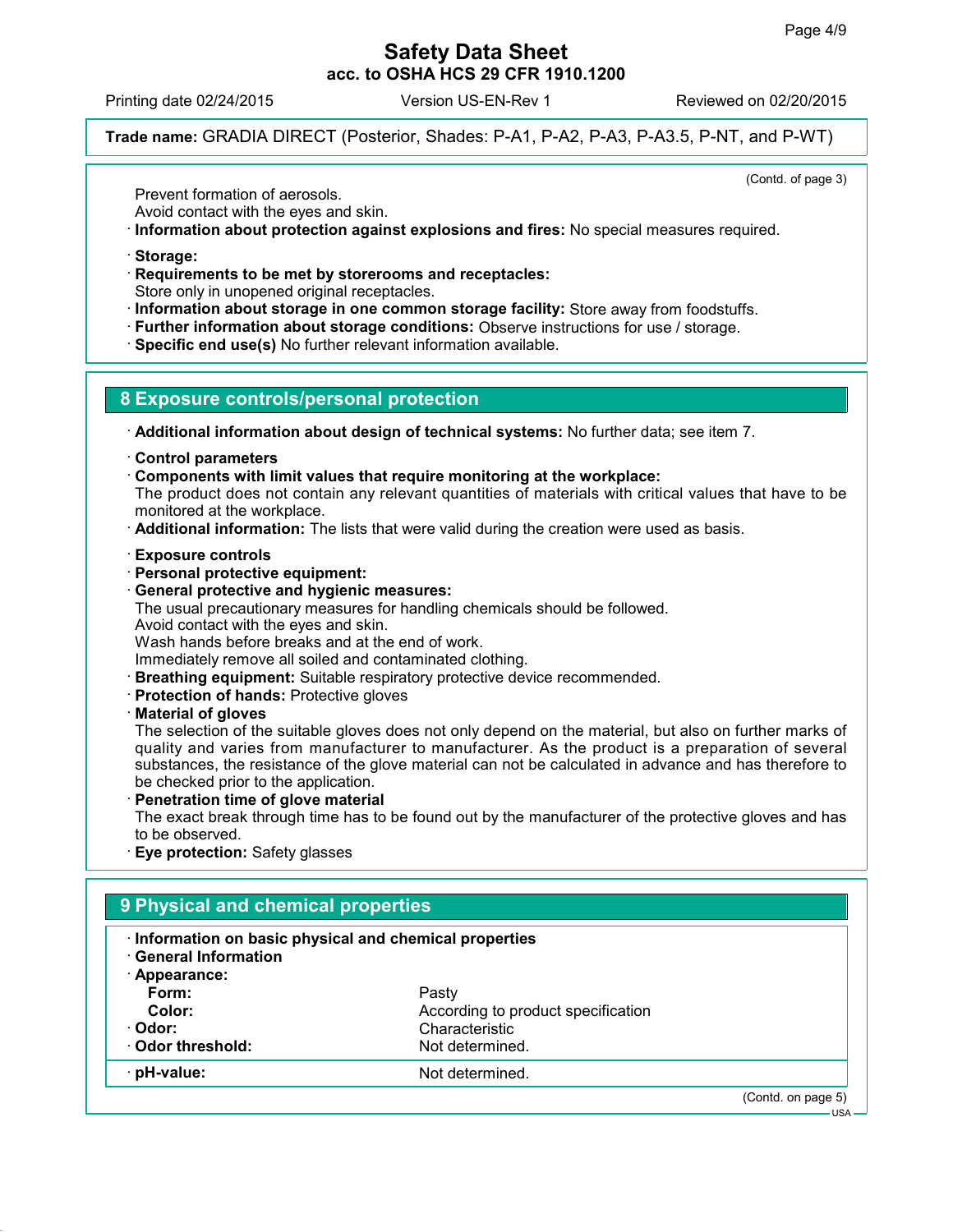(Contd. of page 3)

Prevent formation of aerosols.
Avoid contact with the eyes and skin.

· **Information about protection against explosions and fires:** No special measures required.

· **Storage:**
· **Requirements to be met by storerooms and receptacles:**
Store only in unopened original receptacles.
· **Information about storage in one common storage facility:** Store away from foodstuffs.
· **Further information about storage conditions:** Observe instructions for use / storage.
· **Specific end use(s)** No further relevant information available.

## 8 Exposure controls/personal protection

· **Additional information about design of technical systems:** No further data; see item 7.

· **Control parameters**
· **Components with limit values that require monitoring at the workplace:**
The product does not contain any relevant quantities of materials with critical values that have to be monitored at the workplace.
· **Additional information:** The lists that were valid during the creation were used as basis.

· **Exposure controls**
· **Personal protective equipment:**
· **General protective and hygienic measures:**
The usual precautionary measures for handling chemicals should be followed.
Avoid contact with the eyes and skin.
Wash hands before breaks and at the end of work.
Immediately remove all soiled and contaminated clothing.
· **Breathing equipment:** Suitable respiratory protective device recommended.
· **Protection of hands:** Protective gloves
· **Material of gloves**
The selection of the suitable gloves does not only depend on the material, but also on further marks of quality and varies from manufacturer to manufacturer. As the product is a preparation of several substances, the resistance of the glove material can not be calculated in advance and has therefore to be checked prior to the application.
· **Penetration time of glove material**
The exact break through time has to be found out by the manufacturer of the protective gloves and has to be observed.
· **Eye protection:** Safety glasses

## 9 Physical and chemical properties

· **Information on basic physical and chemical properties**
· **General Information**
· **Appearance:**

| | |
|---|---|
| **Form:** | Pasty |
| **Color:** | According to product specification |
| · **Odor:** | Characteristic |
| · **Odor threshold:** | Not determined. |
| · **pH-value:** | Not determined. |

(Contd. on page 5)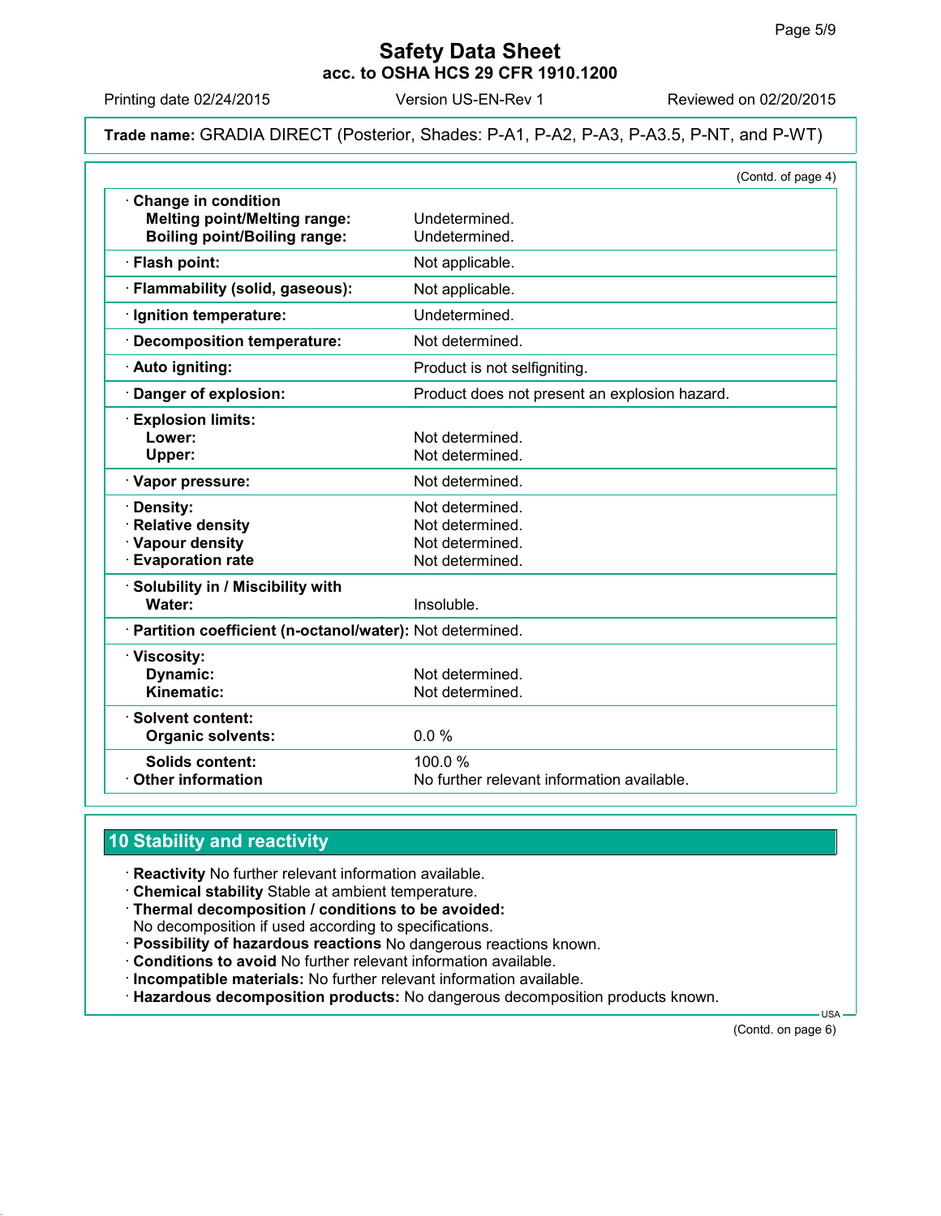**Trade name:** GRADIA DIRECT (Posterior, Shades: P-A1, P-A2, P-A3, P-A3.5, P-NT, and P-WT)

(Contd. of page 4)

| | |
|---|---|
| · **Change in condition** | |
| **Melting point/Melting range:** | Undetermined. |
| **Boiling point/Boiling range:** | Undetermined. |
| · **Flash point:** | Not applicable. |
| · **Flammability (solid, gaseous):** | Not applicable. |
| · **Ignition temperature:** | Undetermined. |
| · **Decomposition temperature:** | Not determined. |
| · **Auto igniting:** | Product is not selfigniting. |
| · **Danger of explosion:** | Product does not present an explosion hazard. |
| · **Explosion limits:** | |
| **Lower:** | Not determined. |
| **Upper:** | Not determined. |
| · **Vapor pressure:** | Not determined. |
| · **Density:** | Not determined. |
| · **Relative density** | Not determined. |
| · **Vapour density** | Not determined. |
| · **Evaporation rate** | Not determined. |
| · **Solubility in / Miscibility with** | |
| **Water:** | Insoluble. |
| · **Partition coefficient (n-octanol/water):** | Not determined. |
| · **Viscosity:** | |
| **Dynamic:** | Not determined. |
| **Kinematic:** | Not determined. |
| · **Solvent content:** | |
| **Organic solvents:** | 0.0 % |
| **Solids content:** | 100.0 % |
| · **Other information** | No further relevant information available. |

## 10 Stability and reactivity

· **Reactivity** No further relevant information available.
· **Chemical stability** Stable at ambient temperature.
· **Thermal decomposition / conditions to be avoided:**
No decomposition if used according to specifications.
· **Possibility of hazardous reactions** No dangerous reactions known.
· **Conditions to avoid** No further relevant information available.
· **Incompatible materials:** No further relevant information available.
· **Hazardous decomposition products:** No dangerous decomposition products known.

(Contd. on page 6)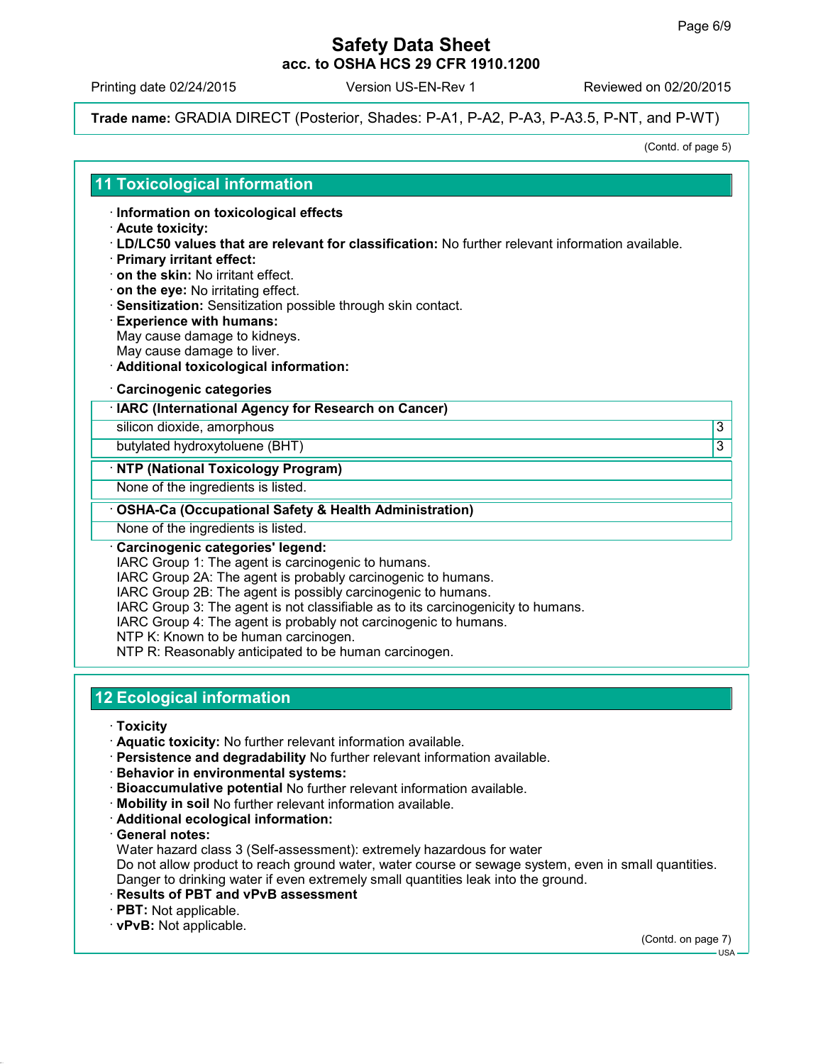Trade name: GRADIA DIRECT (Posterior, Shades: P-A1, P-A2, P-A3, P-A3.5, P-NT, and P-WT)

(Contd. of page 5)

## 11 Toxicological information

· **Information on toxicological effects**
· **Acute toxicity:**
· **LD/LC50 values that are relevant for classification:** No further relevant information available.
· **Primary irritant effect:**
· **on the skin:** No irritant effect.
· **on the eye:** No irritating effect.
· **Sensitization:** Sensitization possible through skin contact.
· **Experience with humans:**
May cause damage to kidneys.
May cause damage to liver.
· **Additional toxicological information:**

· **Carcinogenic categories**

| · IARC (International Agency for Research on Cancer) | |
|---|---|
| silicon dioxide, amorphous | 3 |
| butylated hydroxytoluene (BHT) | 3 |

| · NTP (National Toxicology Program) |
|---|
| None of the ingredients is listed. |

| · OSHA-Ca (Occupational Safety & Health Administration) |
|---|
| None of the ingredients is listed. |

· **Carcinogenic categories' legend:**
IARC Group 1: The agent is carcinogenic to humans.
IARC Group 2A: The agent is probably carcinogenic to humans.
IARC Group 2B: The agent is possibly carcinogenic to humans.
IARC Group 3: The agent is not classifiable as to its carcinogenicity to humans.
IARC Group 4: The agent is probably not carcinogenic to humans.
NTP K: Known to be human carcinogen.
NTP R: Reasonably anticipated to be human carcinogen.

## 12 Ecological information

· **Toxicity**
· **Aquatic toxicity:** No further relevant information available.
· **Persistence and degradability** No further relevant information available.
· **Behavior in environmental systems:**
· **Bioaccumulative potential** No further relevant information available.
· **Mobility in soil** No further relevant information available.
· **Additional ecological information:**
· **General notes:**
Water hazard class 3 (Self-assessment): extremely hazardous for water
Do not allow product to reach ground water, water course or sewage system, even in small quantities.
Danger to drinking water if even extremely small quantities leak into the ground.
· **Results of PBT and vPvB assessment**
· **PBT:** Not applicable.
· **vPvB:** Not applicable.

(Contd. on page 7)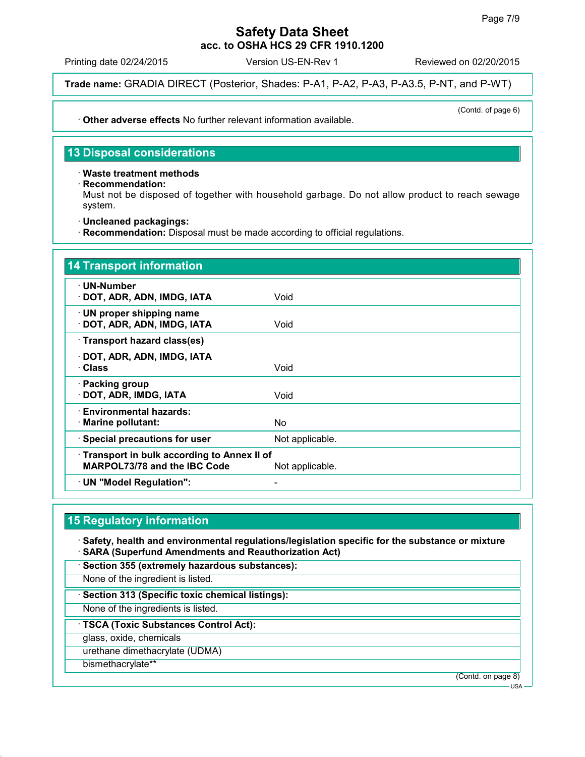**Trade name:** GRADIA DIRECT (Posterior, Shades: P-A1, P-A2, P-A3, P-A3.5, P-NT, and P-WT)

(Contd. of page 6)

· **Other adverse effects** No further relevant information available.

## 13 Disposal considerations

· **Waste treatment methods**
· **Recommendation:**
Must not be disposed of together with household garbage. Do not allow product to reach sewage system.

· **Uncleaned packagings:**
· **Recommendation:** Disposal must be made according to official regulations.

## 14 Transport information

| | |
|---|---|
| · **UN-Number**<br>· **DOT, ADR, ADN, IMDG, IATA** | Void |
| · **UN proper shipping name**<br>· **DOT, ADR, ADN, IMDG, IATA** | Void |
| · **Transport hazard class(es)**<br>· **DOT, ADR, ADN, IMDG, IATA**<br>· **Class** | Void |
| · **Packing group**<br>· **DOT, ADR, IMDG, IATA** | Void |
| · **Environmental hazards:**<br>· **Marine pollutant:** | No |
| · **Special precautions for user** | Not applicable. |
| · **Transport in bulk according to Annex II of MARPOL73/78 and the IBC Code** | Not applicable. |
| · **UN "Model Regulation":** | - |

## 15 Regulatory information

· **Safety, health and environmental regulations/legislation specific for the substance or mixture**
· **SARA (Superfund Amendments and Reauthorization Act)**

· **Section 355 (extremely hazardous substances):**

None of the ingredient is listed.

· **Section 313 (Specific toxic chemical listings):**

None of the ingredients is listed.

· **TSCA (Toxic Substances Control Act):**

glass, oxide, chemicals

urethane dimethacrylate (UDMA)

bismethacrylate**

(Contd. on page 8)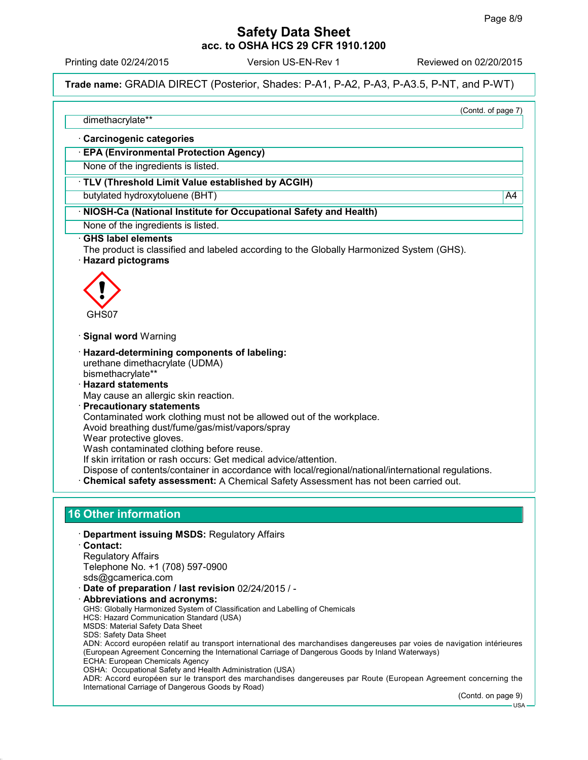(Contd. of page 7)

dimethacrylate**

· **Carcinogenic categories**

· **EPA (Environmental Protection Agency)**

None of the ingredients is listed.

· **TLV (Threshold Limit Value established by ACGIH)**

| butylated hydroxytoluene (BHT) | A4 |
|---|---|

· **NIOSH-Ca (National Institute for Occupational Safety and Health)**

None of the ingredients is listed.

· **GHS label elements**
The product is classified and labeled according to the Globally Harmonized System (GHS).

· **Hazard pictograms**

GHS07

· **Signal word** Warning

· **Hazard-determining components of labeling:**
urethane dimethacrylate (UDMA)
bismethacrylate**

· **Hazard statements**
May cause an allergic skin reaction.

· **Precautionary statements**
Contaminated work clothing must not be allowed out of the workplace.
Avoid breathing dust/fume/gas/mist/vapors/spray
Wear protective gloves.
Wash contaminated clothing before reuse.
If skin irritation or rash occurs: Get medical advice/attention.
Dispose of contents/container in accordance with local/regional/national/international regulations.

· **Chemical safety assessment:** A Chemical Safety Assessment has not been carried out.

## 16 Other information

· **Department issuing MSDS:** Regulatory Affairs

· **Contact:**
Regulatory Affairs
Telephone No. +1 (708) 597-0900
sds@gcamerica.com

· **Date of preparation / last revision** 02/24/2015 / -

· **Abbreviations and acronyms:**
GHS: Globally Harmonized System of Classification and Labelling of Chemicals
HCS: Hazard Communication Standard (USA)
MSDS: Material Safety Data Sheet
SDS: Safety Data Sheet
ADN: Accord européen relatif au transport international des marchandises dangereuses par voies de navigation intérieures (European Agreement Concerning the International Carriage of Dangerous Goods by Inland Waterways)
ECHA: European Chemicals Agency
OSHA: Occupational Safety and Health Administration (USA)
ADR: Accord européen sur le transport des marchandises dangereuses par Route (European Agreement concerning the International Carriage of Dangerous Goods by Road)

(Contd. on page 9)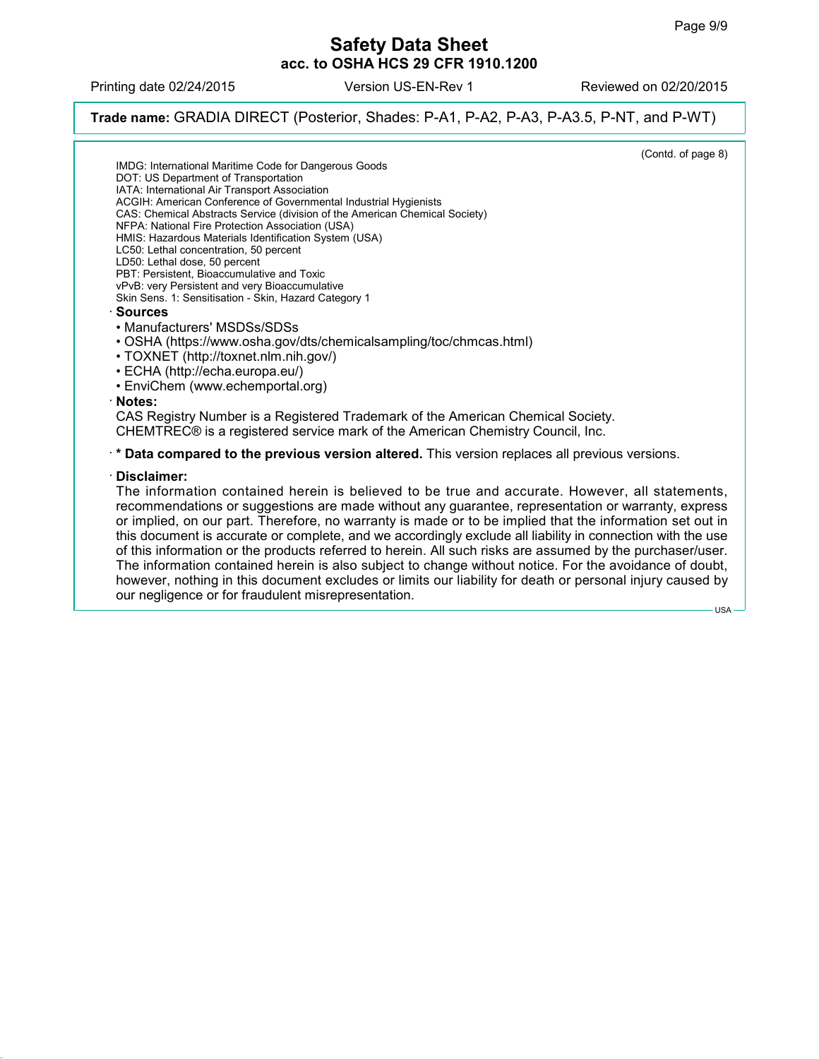(Contd. of page 8)

IMDG: International Maritime Code for Dangerous Goods
DOT: US Department of Transportation
IATA: International Air Transport Association
ACGIH: American Conference of Governmental Industrial Hygienists
CAS: Chemical Abstracts Service (division of the American Chemical Society)
NFPA: National Fire Protection Association (USA)
HMIS: Hazardous Materials Identification System (USA)
LC50: Lethal concentration, 50 percent
LD50: Lethal dose, 50 percent
PBT: Persistent, Bioaccumulative and Toxic
vPvB: very Persistent and very Bioaccumulative
Skin Sens. 1: Sensitisation - Skin, Hazard Category 1

· **Sources**

- Manufacturers' MSDSs/SDSs
- OSHA (https://www.osha.gov/dts/chemicalsampling/toc/chmcas.html)
- TOXNET (http://toxnet.nlm.nih.gov/)
- ECHA (http://echa.europa.eu/)
- EnviChem (www.echemportal.org)

· **Notes:**

CAS Registry Number is a Registered Trademark of the American Chemical Society.
CHEMTREC® is a registered service mark of the American Chemistry Council, Inc.

· **\* Data compared to the previous version altered.** This version replaces all previous versions.

· **Disclaimer:**

The information contained herein is believed to be true and accurate. However, all statements, recommendations or suggestions are made without any guarantee, representation or warranty, express or implied, on our part. Therefore, no warranty is made or to be implied that the information set out in this document is accurate or complete, and we accordingly exclude all liability in connection with the use of this information or the products referred to herein. All such risks are assumed by the purchaser/user. The information contained herein is also subject to change without notice. For the avoidance of doubt, however, nothing in this document excludes or limits our liability for death or personal injury caused by our negligence or for fraudulent misrepresentation.

USA